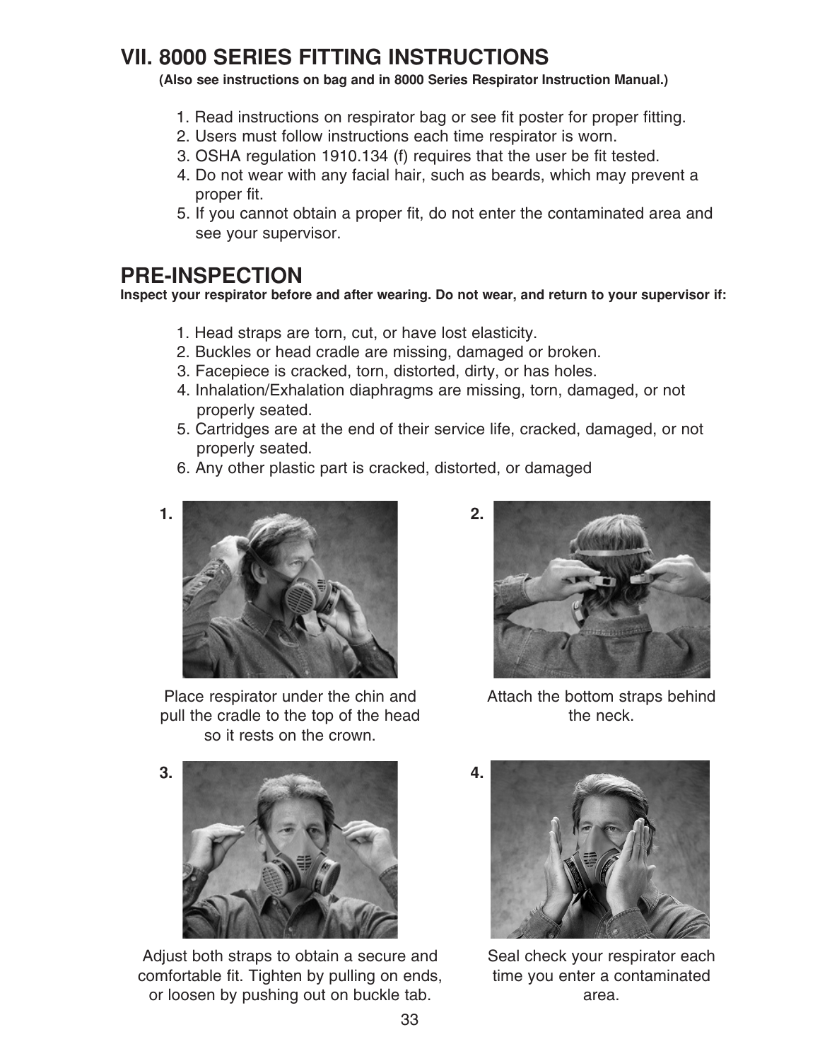# VII. 8000 SERIES FITTING INSTRUCTIONS

**(Also see instructions on bag and in 8000 Series Respirator Instruction Manual.)**

1. Read instructions on respirator bag or see fit poster for proper fitting.
2. Users must follow instructions each time respirator is worn.
3. OSHA regulation 1910.134 (f) requires that the user be fit tested.
4. Do not wear with any facial hair, such as beards, which may prevent a proper fit.
5. If you cannot obtain a proper fit, do not enter the contaminated area and see your supervisor.

## PRE-INSPECTION

**Inspect your respirator before and after wearing. Do not wear, and return to your supervisor if:**

1. Head straps are torn, cut, or have lost elasticity.
2. Buckles or head cradle are missing, damaged or broken.
3. Facepiece is cracked, torn, distorted, dirty, or has holes.
4. Inhalation/Exhalation diaphragms are missing, torn, damaged, or not properly seated.
5. Cartridges are at the end of their service life, cracked, damaged, or not properly seated.
6. Any other plastic part is cracked, distorted, or damaged

**1.**

Place respirator under the chin and pull the cradle to the top of the head so it rests on the crown.

**2.**

Attach the bottom straps behind the neck.

**3.**

Adjust both straps to obtain a secure and comfortable fit. Tighten by pulling on ends, or loosen by pushing out on buckle tab.

**4.**

Seal check your respirator each time you enter a contaminated area.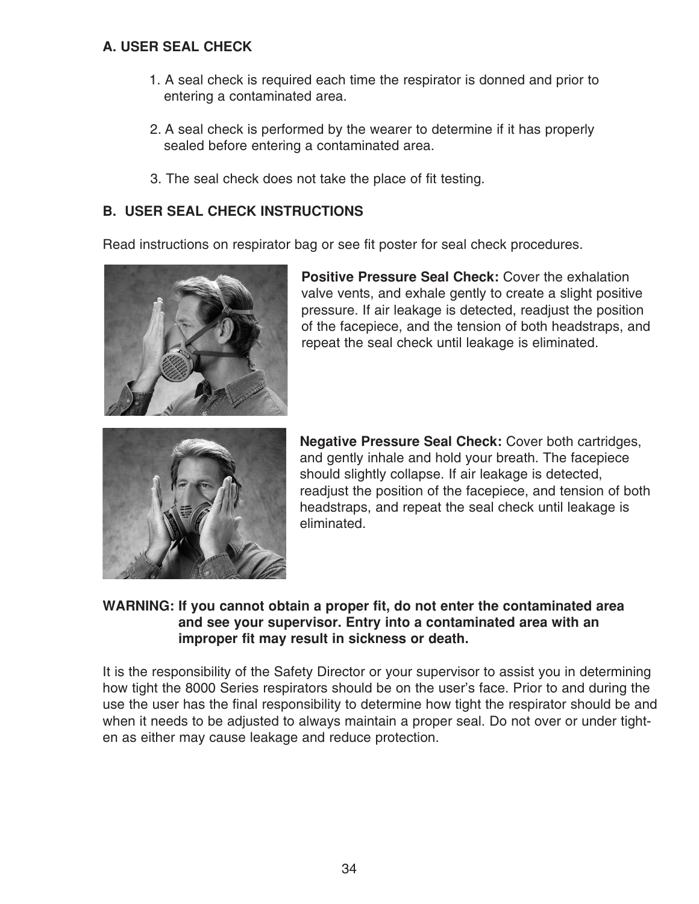## A. USER SEAL CHECK

1. A seal check is required each time the respirator is donned and prior to entering a contaminated area.
2. A seal check is performed by the wearer to determine if it has properly sealed before entering a contaminated area.
3. The seal check does not take the place of fit testing.

## B. USER SEAL CHECK INSTRUCTIONS

Read instructions on respirator bag or see fit poster for seal check procedures.

**Positive Pressure Seal Check:** Cover the exhalation valve vents, and exhale gently to create a slight positive pressure. If air leakage is detected, readjust the position of the facepiece, and the tension of both headstraps, and repeat the seal check until leakage is eliminated.

**Negative Pressure Seal Check:** Cover both cartridges, and gently inhale and hold your breath. The facepiece should slightly collapse. If air leakage is detected, readjust the position of the facepiece, and tension of both headstraps, and repeat the seal check until leakage is eliminated.

**WARNING: If you cannot obtain a proper fit, do not enter the contaminated area and see your supervisor. Entry into a contaminated area with an improper fit may result in sickness or death.**

It is the responsibility of the Safety Director or your supervisor to assist you in determining how tight the 8000 Series respirators should be on the user's face. Prior to and during the use the user has the final responsibility to determine how tight the respirator should be and when it needs to be adjusted to always maintain a proper seal. Do not over or under tighten as either may cause leakage and reduce protection.